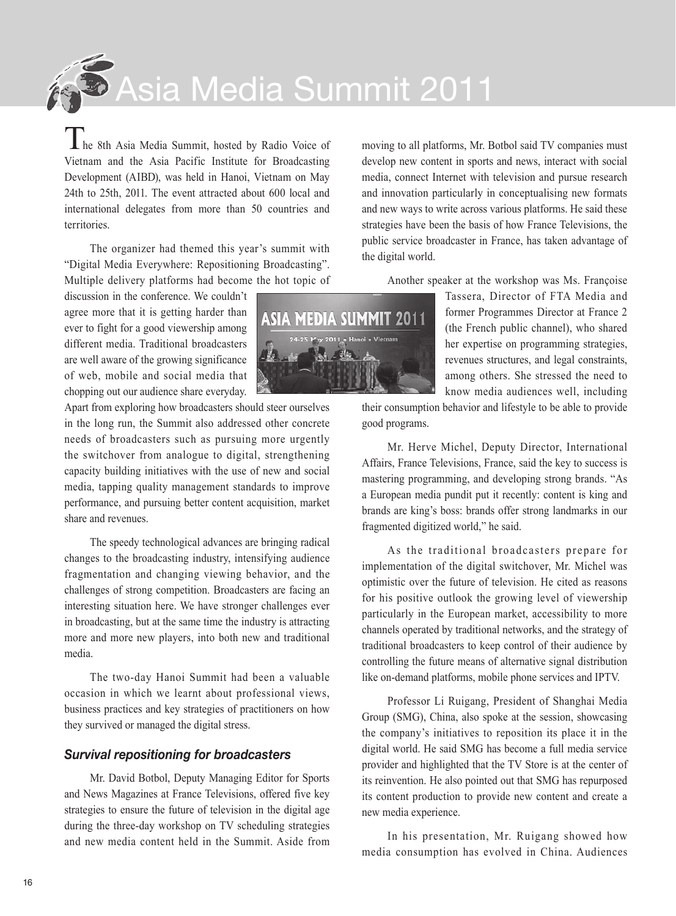# Asia Media Summit 2011

The 8th Asia Media Summit, hosted by Radio Voice of Vietnam and the Asia Pacific Institute for Broadcasting Development (AIBD), was held in Hanoi, Vietnam on May 24th to 25th, 2011. The event attracted about 600 local and international delegates from more than 50 countries and territories.

The organizer had themed this year's summit with "Digital Media Everywhere: Repositioning Broadcasting". Multiple delivery platforms had become the hot topic of discussion in the conference. We couldn't agree more that it is getting harder than ever to fight for a good viewership among different media. Traditional broadcasters are well aware of the growing significance of web, mobile and social media that chopping out our audience share everyday. Apart from exploring how broadcasters should steer ourselves in the long run, the Summit also addressed other concrete needs of broadcasters such as pursuing more urgently the switchover from analogue to digital, strengthening capacity building initiatives with the use of new and social media, tapping quality management standards to improve performance, and pursuing better content acquisition, market share and revenues.

The speedy technological advances are bringing radical changes to the broadcasting industry, intensifying audience fragmentation and changing viewing behavior, and the challenges of strong competition. Broadcasters are facing an interesting situation here. We have stronger challenges ever in broadcasting, but at the same time the industry is attracting more and more new players, into both new and traditional media.

The two-day Hanoi Summit had been a valuable occasion in which we learnt about professional views, business practices and key strategies of practitioners on how they survived or managed the digital stress.

### *Survival repositioning for broadcasters*

Mr. David Botbol, Deputy Managing Editor for Sports and News Magazines at France Televisions, offered five key strategies to ensure the future of television in the digital age during the three-day workshop on TV scheduling strategies and new media content held in the Summit. Aside from moving to all platforms, Mr. Botbol said TV companies must develop new content in sports and news, interact with social media, connect Internet with television and pursue research and innovation particularly in conceptualising new formats and new ways to write across various platforms. He said these strategies have been the basis of how France Televisions, the public service broadcaster in France, has taken advantage of the digital world.

Another speaker at the workshop was Ms. Françoise Tassera, Director of FTA Media and former Programmes Director at France 2 (the French public channel), who shared her expertise on programming strategies, revenues structures, and legal constraints, among others. She stressed the need to know media audiences well, including their consumption behavior and lifestyle to be able to provide good programs.

Mr. Herve Michel, Deputy Director, International Affairs, France Televisions, France, said the key to success is mastering programming, and developing strong brands. "As a European media pundit put it recently: content is king and brands are king's boss: brands offer strong landmarks in our fragmented digitized world," he said.

As the traditional broadcasters prepare for implementation of the digital switchover, Mr. Michel was optimistic over the future of television. He cited as reasons for his positive outlook the growing level of viewership particularly in the European market, accessibility to more channels operated by traditional networks, and the strategy of traditional broadcasters to keep control of their audience by controlling the future means of alternative signal distribution like on-demand platforms, mobile phone services and IPTV.

Professor Li Ruigang, President of Shanghai Media Group (SMG), China, also spoke at the session, showcasing the company's initiatives to reposition its place it in the digital world. He said SMG has become a full media service provider and highlighted that the TV Store is at the center of its reinvention. He also pointed out that SMG has repurposed its content production to provide new content and create a new media experience.

In his presentation, Mr. Ruigang showed how media consumption has evolved in China. Audiences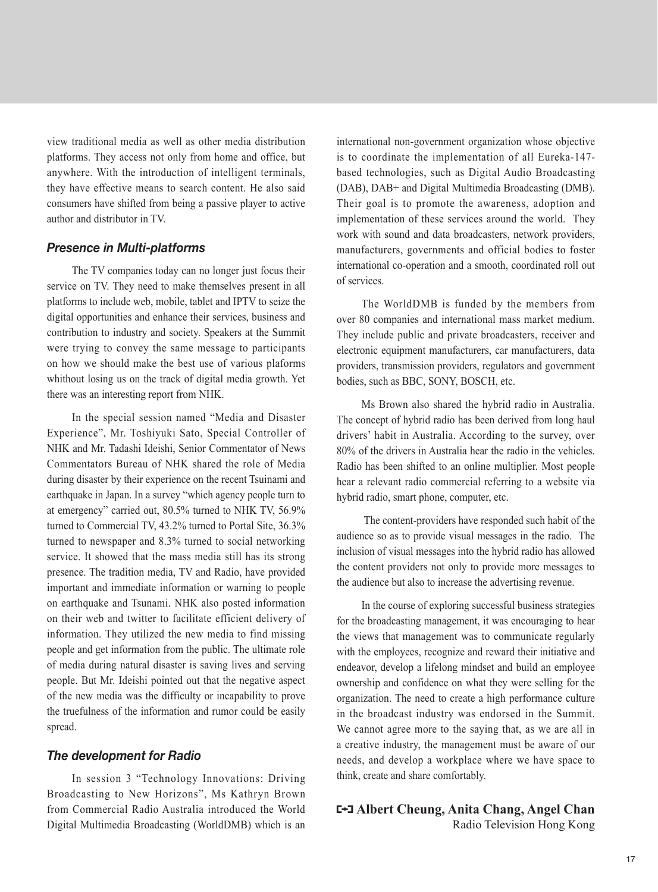view traditional media as well as other media distribution platforms. They access not only from home and office, but anywhere. With the introduction of intelligent terminals, they have effective means to search content. He also said consumers have shifted from being a passive player to active author and distributor in TV.

### *Presence in Multi-platforms*

The TV companies today can no longer just focus their service on TV. They need to make themselves present in all platforms to include web, mobile, tablet and IPTV to seize the digital opportunities and enhance their services, business and contribution to industry and society. Speakers at the Summit were trying to convey the same message to participants on how we should make the best use of various plaforms whithout losing us on the track of digital media growth. Yet there was an interesting report from NHK.

In the special session named "Media and Disaster Experience", Mr. Toshiyuki Sato, Special Controller of NHK and Mr. Tadashi Ideishi, Senior Commentator of News Commentators Bureau of NHK shared the role of Media during disaster by their experience on the recent Tsuinami and earthquake in Japan. In a survey "which agency people turn to at emergency" carried out, 80.5% turned to NHK TV, 56.9% turned to Commercial TV, 43.2% turned to Portal Site, 36.3% turned to newspaper and 8.3% turned to social networking service. It showed that the mass media still has its strong presence. The tradition media, TV and Radio, have provided important and immediate information or warning to people on earthquake and Tsunami. NHK also posted information on their web and twitter to facilitate efficient delivery of information. They utilized the new media to find missing people and get information from the public. The ultimate role of media during natural disaster is saving lives and serving people. But Mr. Ideishi pointed out that the negative aspect of the new media was the difficulty or incapability to prove the truefulness of the information and rumor could be easily spread.

### *The development for Radio*

In session 3 "Technology Innovations: Driving Broadcasting to New Horizons", Ms Kathryn Brown from Commercial Radio Australia introduced the World Digital Multimedia Broadcasting (WorldDMB) which is an international non-government organization whose objective is to coordinate the implementation of all Eureka-147-based technologies, such as Digital Audio Broadcasting (DAB), DAB+ and Digital Multimedia Broadcasting (DMB). Their goal is to promote the awareness, adoption and implementation of these services around the world. They work with sound and data broadcasters, network providers, manufacturers, governments and official bodies to foster international co-operation and a smooth, coordinated roll out of services.

The WorldDMB is funded by the members from over 80 companies and international mass market medium. They include public and private broadcasters, receiver and electronic equipment manufacturers, car manufacturers, data providers, transmission providers, regulators and government bodies, such as BBC, SONY, BOSCH, etc.

Ms Brown also shared the hybrid radio in Australia. The concept of hybrid radio has been derived from long haul drivers' habit in Australia. According to the survey, over 80% of the drivers in Australia hear the radio in the vehicles. Radio has been shifted to an online multiplier. Most people hear a relevant radio commercial referring to a website via hybrid radio, smart phone, computer, etc.

The content-providers have responded such habit of the audience so as to provide visual messages in the radio. The inclusion of visual messages into the hybrid radio has allowed the content providers not only to provide more messages to the audience but also to increase the advertising revenue.

In the course of exploring successful business strategies for the broadcasting management, it was encouraging to hear the views that management was to communicate regularly with the employees, recognize and reward their initiative and endeavor, develop a lifelong mindset and build an employee ownership and confidence on what they were selling for the organization. The need to create a high performance culture in the broadcast industry was endorsed in the Summit. We cannot agree more to the saying that, as we are all in a creative industry, the management must be aware of our needs, and develop a workplace where we have space to think, create and share comfortably.

**Albert Cheung, Anita Chang, Angel Chan**
Radio Television Hong Kong